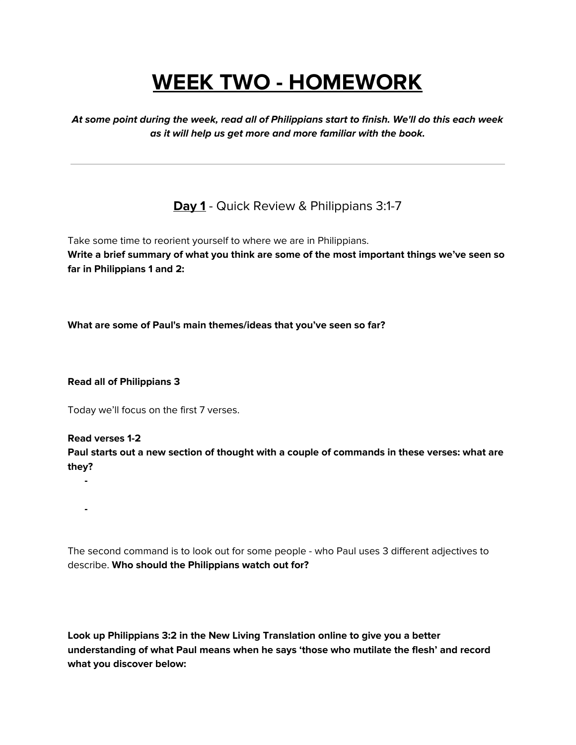# WEEK TWO - HOMEWORK

***At some point during the week, read all of Philippians start to finish. We'll do this each week as it will help us get more and more familiar with the book.***

---

## **Day 1** - Quick Review & Philippians 3:1-7

Take some time to reorient yourself to where we are in Philippians.

**Write a brief summary of what you think are some of the most important things we've seen so far in Philippians 1 and 2:**

**What are some of Paul's main themes/ideas that you've seen so far?**

**Read all of Philippians 3**

Today we'll focus on the first 7 verses.

**Read verses 1-2**

**Paul starts out a new section of thought with a couple of commands in these verses: what are they?**

-
-

The second command is to look out for some people - who Paul uses 3 different adjectives to describe. **Who should the Philippians watch out for?**

**Look up Philippians 3:2 in the New Living Translation online to give you a better understanding of what Paul means when he says 'those who mutilate the flesh' and record what you discover below:**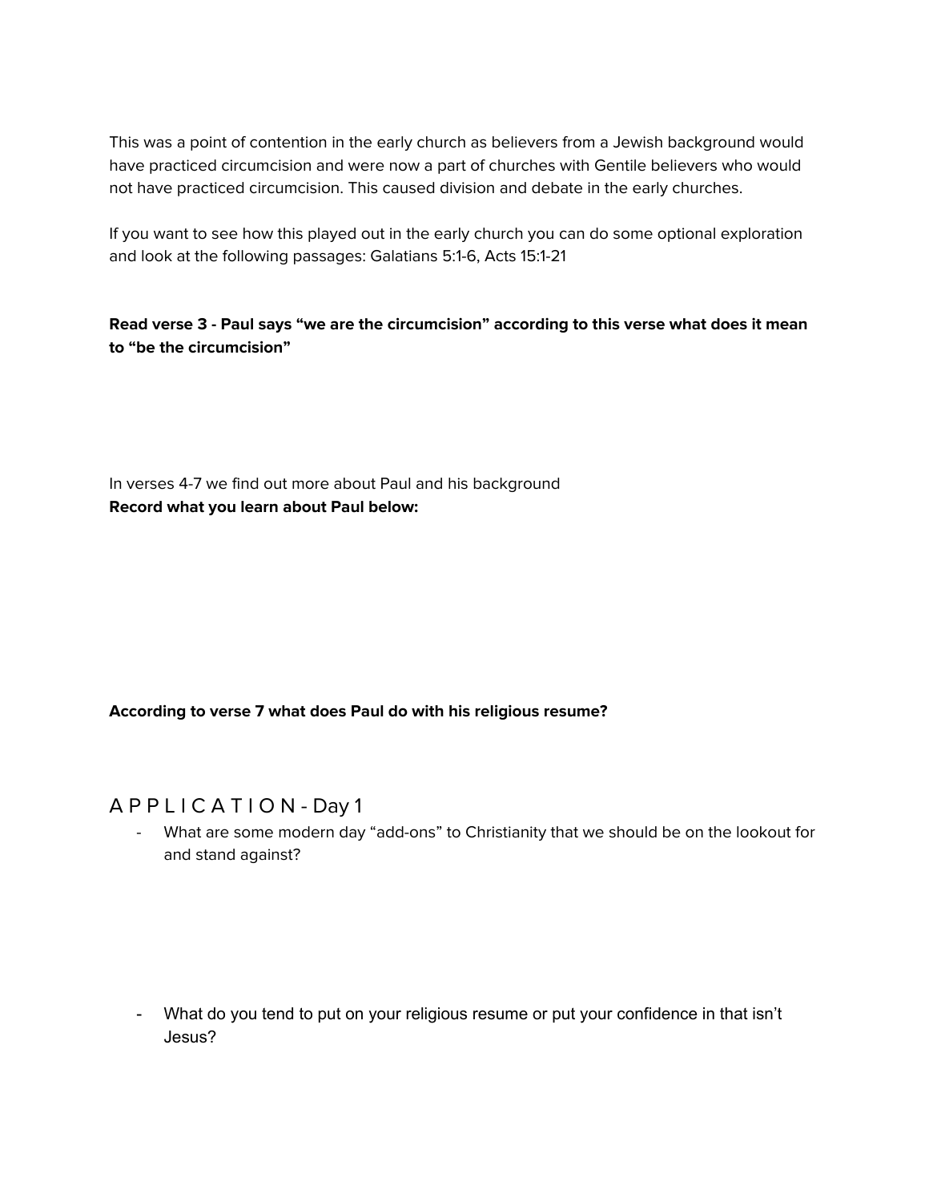This was a point of contention in the early church as believers from a Jewish background would have practiced circumcision and were now a part of churches with Gentile believers who would not have practiced circumcision. This caused division and debate in the early churches.

If you want to see how this played out in the early church you can do some optional exploration and look at the following passages: Galatians 5:1-6, Acts 15:1-21

**Read verse 3 - Paul says “we are the circumcision” according to this verse what does it mean to “be the circumcision”**

In verses 4-7 we find out more about Paul and his background

**Record what you learn about Paul below:**

**According to verse 7 what does Paul do with his religious resume?**

## A P P L I C A T I O N - Day 1

- What are some modern day “add-ons” to Christianity that we should be on the lookout for and stand against?

- What do you tend to put on your religious resume or put your confidence in that isn’t Jesus?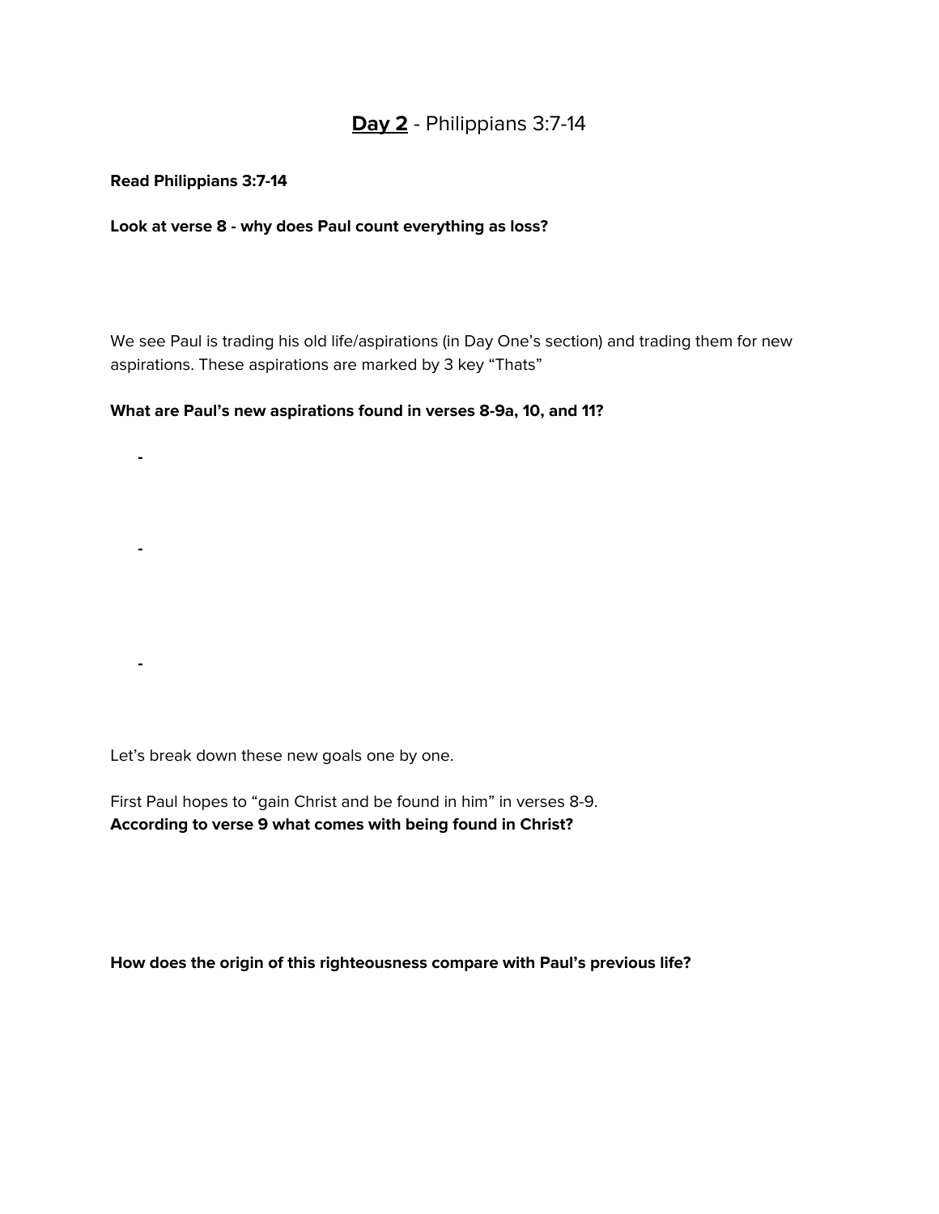# **<u>Day 2</u>** - Philippians 3:7-14

**Read Philippians 3:7-14**

**Look at verse 8 - why does Paul count everything as loss?**

We see Paul is trading his old life/aspirations (in Day One's section) and trading them for new aspirations. These aspirations are marked by 3 key "Thats"

**What are Paul's new aspirations found in verses 8-9a, 10, and 11?**

-

-

-

Let's break down these new goals one by one.

First Paul hopes to "gain Christ and be found in him" in verses 8-9.
**According to verse 9 what comes with being found in Christ?**

**How does the origin of this righteousness compare with Paul's previous life?**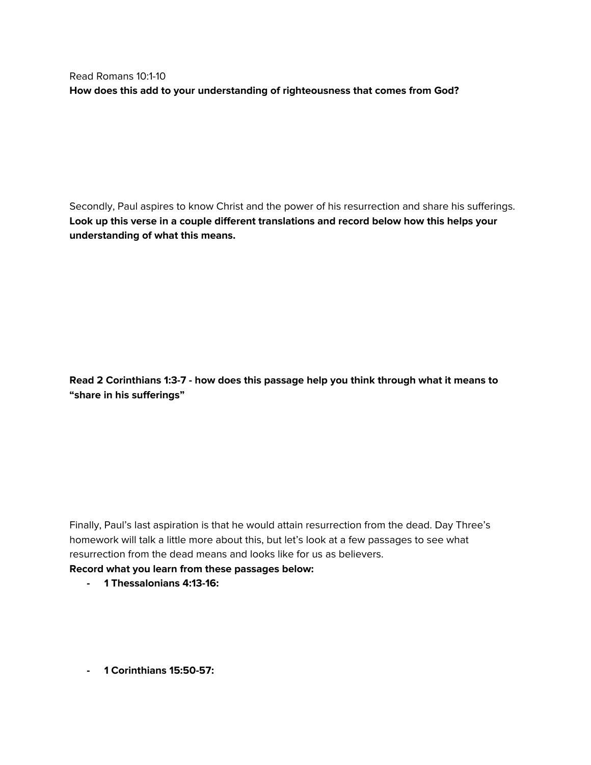Read Romans 10:1-10

**How does this add to your understanding of righteousness that comes from God?**

Secondly, Paul aspires to know Christ and the power of his resurrection and share his sufferings. **Look up this verse in a couple different translations and record below how this helps your understanding of what this means.**

**Read 2 Corinthians 1:3-7 - how does this passage help you think through what it means to "share in his sufferings"**

Finally, Paul's last aspiration is that he would attain resurrection from the dead. Day Three's homework will talk a little more about this, but let's look at a few passages to see what resurrection from the dead means and looks like for us as believers.

**Record what you learn from these passages below:**

- **1 Thessalonians 4:13-16:**

- **1 Corinthians 15:50-57:**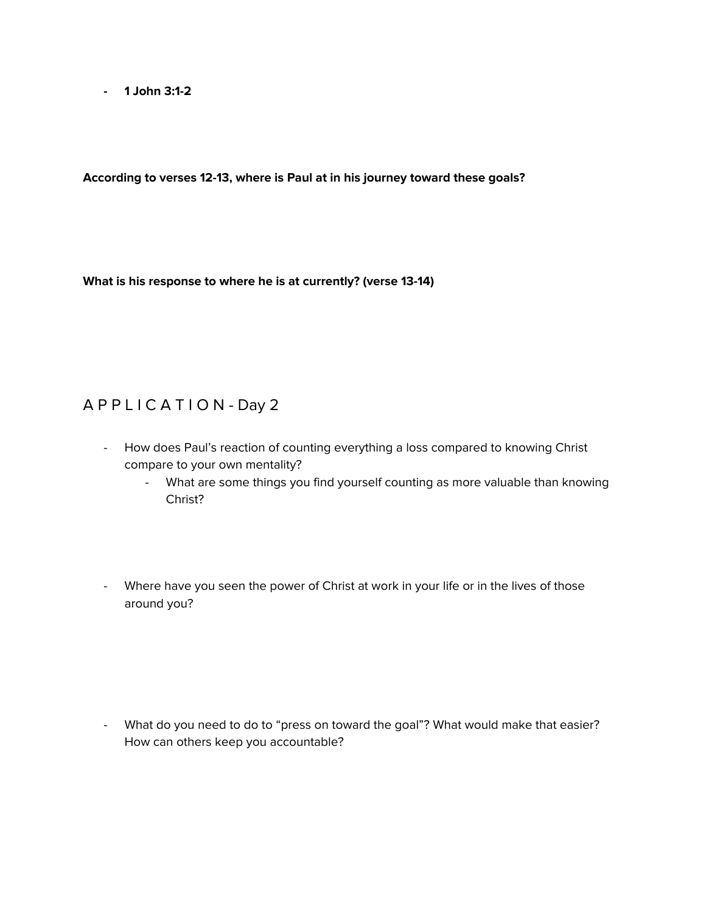- **1 John 3:1-2**

**According to verses 12-13, where is Paul at in his journey toward these goals?**

**What is his response to where he is at currently? (verse 13-14)**

## A P P L I C A T I O N - Day 2

- How does Paul's reaction of counting everything a loss compared to knowing Christ compare to your own mentality?
    - What are some things you find yourself counting as more valuable than knowing Christ?

- Where have you seen the power of Christ at work in your life or in the lives of those around you?

- What do you need to do to "press on toward the goal"? What would make that easier? How can others keep you accountable?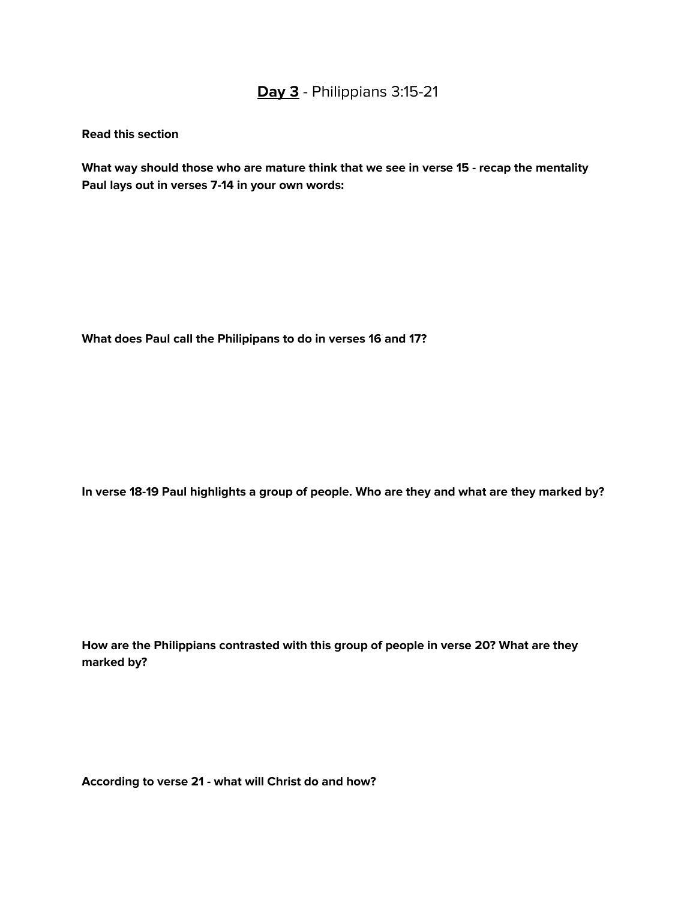# **Day 3** - Philippians 3:15-21

**Read this section**

**What way should those who are mature think that we see in verse 15 - recap the mentality Paul lays out in verses 7-14 in your own words:**

**What does Paul call the Philipipans to do in verses 16 and 17?**

**In verse 18-19 Paul highlights a group of people. Who are they and what are they marked by?**

**How are the Philippians contrasted with this group of people in verse 20? What are they marked by?**

**According to verse 21 - what will Christ do and how?**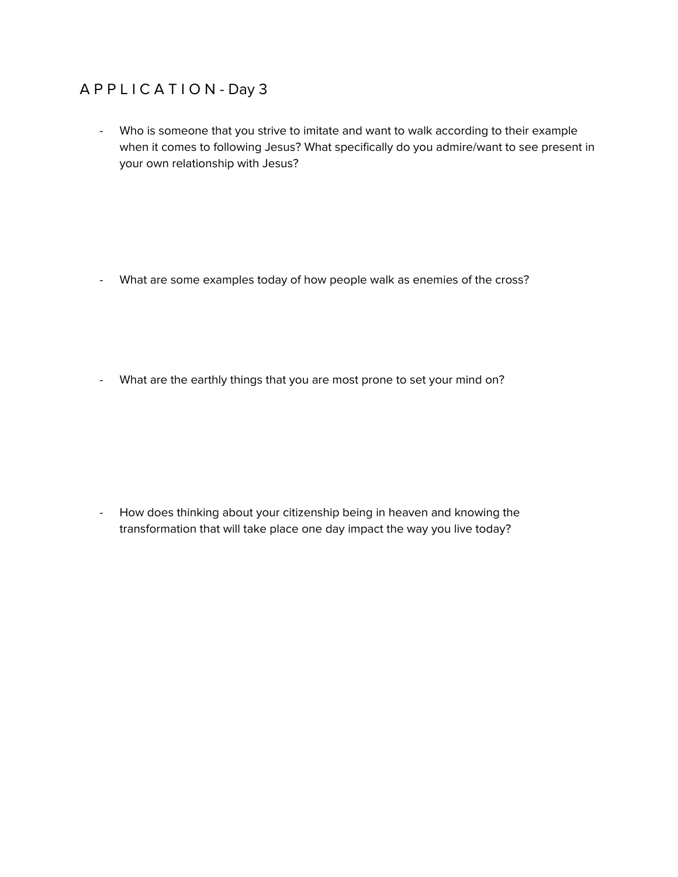## A P P L I C A T I O N - Day 3

- Who is someone that you strive to imitate and want to walk according to their example when it comes to following Jesus? What specifically do you admire/want to see present in your own relationship with Jesus?

- What are some examples today of how people walk as enemies of the cross?

- What are the earthly things that you are most prone to set your mind on?

- How does thinking about your citizenship being in heaven and knowing the transformation that will take place one day impact the way you live today?